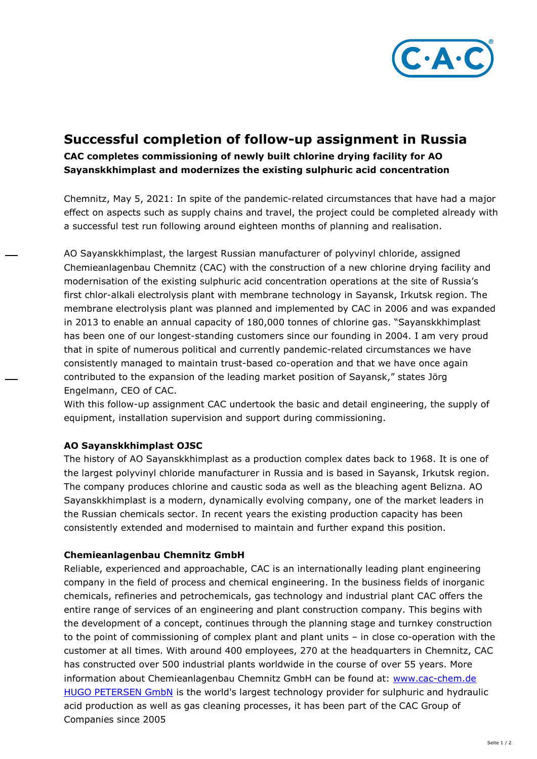# Successful completion of follow-up assignment in Russia

**CAC completes commissioning of newly built chlorine drying facility for AO Sayanskkhimplast and modernizes the existing sulphuric acid concentration**

Chemnitz, May 5, 2021: In spite of the pandemic-related circumstances that have had a major effect on aspects such as supply chains and travel, the project could be completed already with a successful test run following around eighteen months of planning and realisation.

AO Sayanskkhimplast, the largest Russian manufacturer of polyvinyl chloride, assigned Chemieanlagenbau Chemnitz (CAC) with the construction of a new chlorine drying facility and modernisation of the existing sulphuric acid concentration operations at the site of Russia's first chlor-alkali electrolysis plant with membrane technology in Sayansk, Irkutsk region. The membrane electrolysis plant was planned and implemented by CAC in 2006 and was expanded in 2013 to enable an annual capacity of 180,000 tonnes of chlorine gas. "Sayanskkhimplast has been one of our longest-standing customers since our founding in 2004. I am very proud that in spite of numerous political and currently pandemic-related circumstances we have consistently managed to maintain trust-based co-operation and that we have once again contributed to the expansion of the leading market position of Sayansk," states Jörg Engelmann, CEO of CAC.

With this follow-up assignment CAC undertook the basic and detail engineering, the supply of equipment, installation supervision and support during commissioning.

**AO Sayanskkhimplast OJSC**

The history of AO Sayanskkhimplast as a production complex dates back to 1968. It is one of the largest polyvinyl chloride manufacturer in Russia and is based in Sayansk, Irkutsk region. The company produces chlorine and caustic soda as well as the bleaching agent Belizna. AO Sayanskkhimplast is a modern, dynamically evolving company, one of the market leaders in the Russian chemicals sector. In recent years the existing production capacity has been consistently extended and modernised to maintain and further expand this position.

**Chemieanlagenbau Chemnitz GmbH**

Reliable, experienced and approachable, CAC is an internationally leading plant engineering company in the field of process and chemical engineering. In the business fields of inorganic chemicals, refineries and petrochemicals, gas technology and industrial plant CAC offers the entire range of services of an engineering and plant construction company. This begins with the development of a concept, continues through the planning stage and turnkey construction to the point of commissioning of complex plant and plant units – in close co-operation with the customer at all times. With around 400 employees, 270 at the headquarters in Chemnitz, CAC has constructed over 500 industrial plants worldwide in the course of over 55 years. More information about Chemieanlagenbau Chemnitz GmbH can be found at: [www.cac-chem.de](http://www.cac-chem.de)
[HUGO PETERSEN GmbN]() is the world's largest technology provider for sulphuric and hydraulic acid production as well as gas cleaning processes, it has been part of the CAC Group of Companies since 2005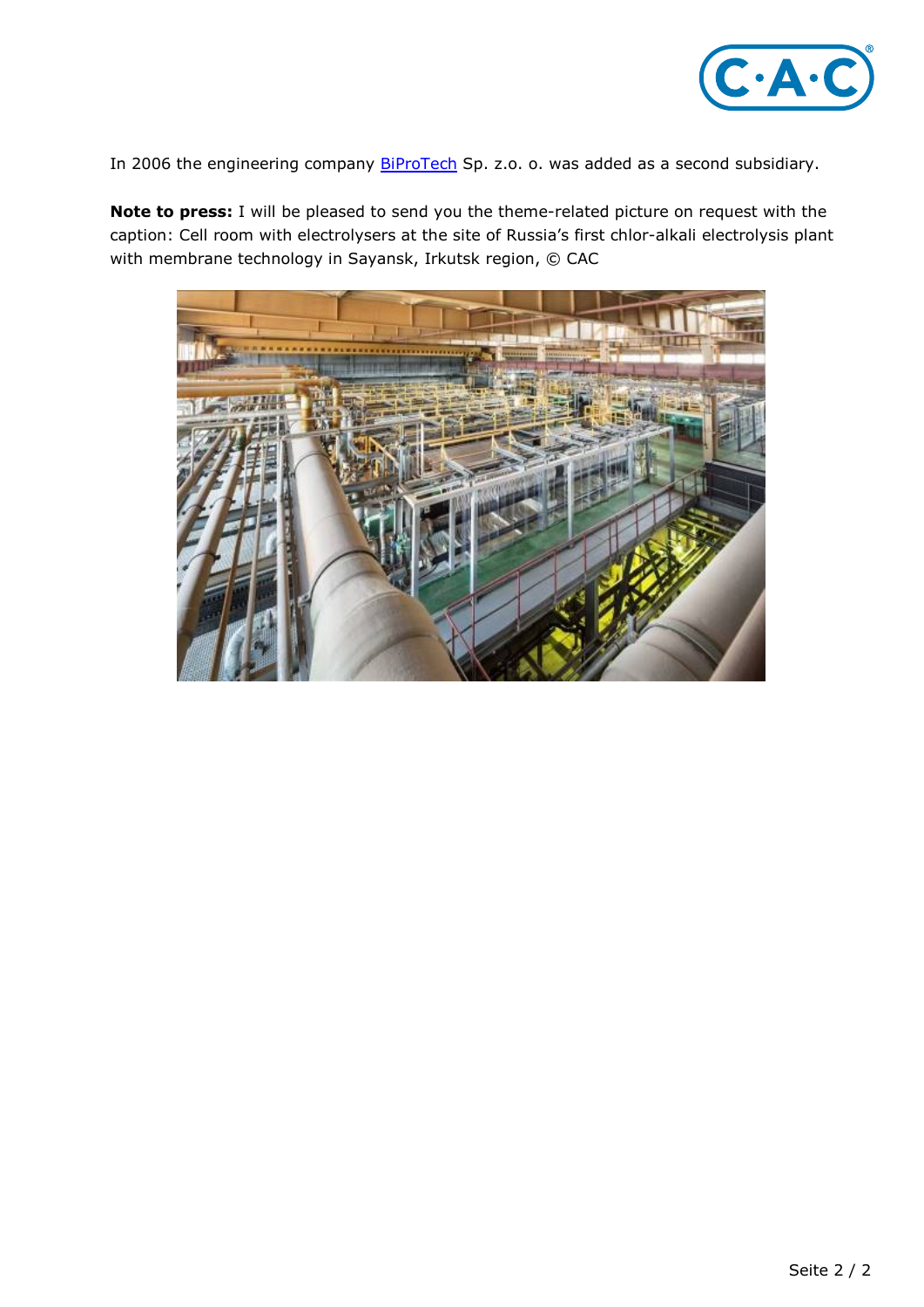In 2006 the engineering company BiProTech Sp. z.o. o. was added as a second subsidiary.

**Note to press:** I will be pleased to send you the theme-related picture on request with the caption: Cell room with electrolysers at the site of Russia's first chlor-alkali electrolysis plant with membrane technology in Sayansk, Irkutsk region, © CAC